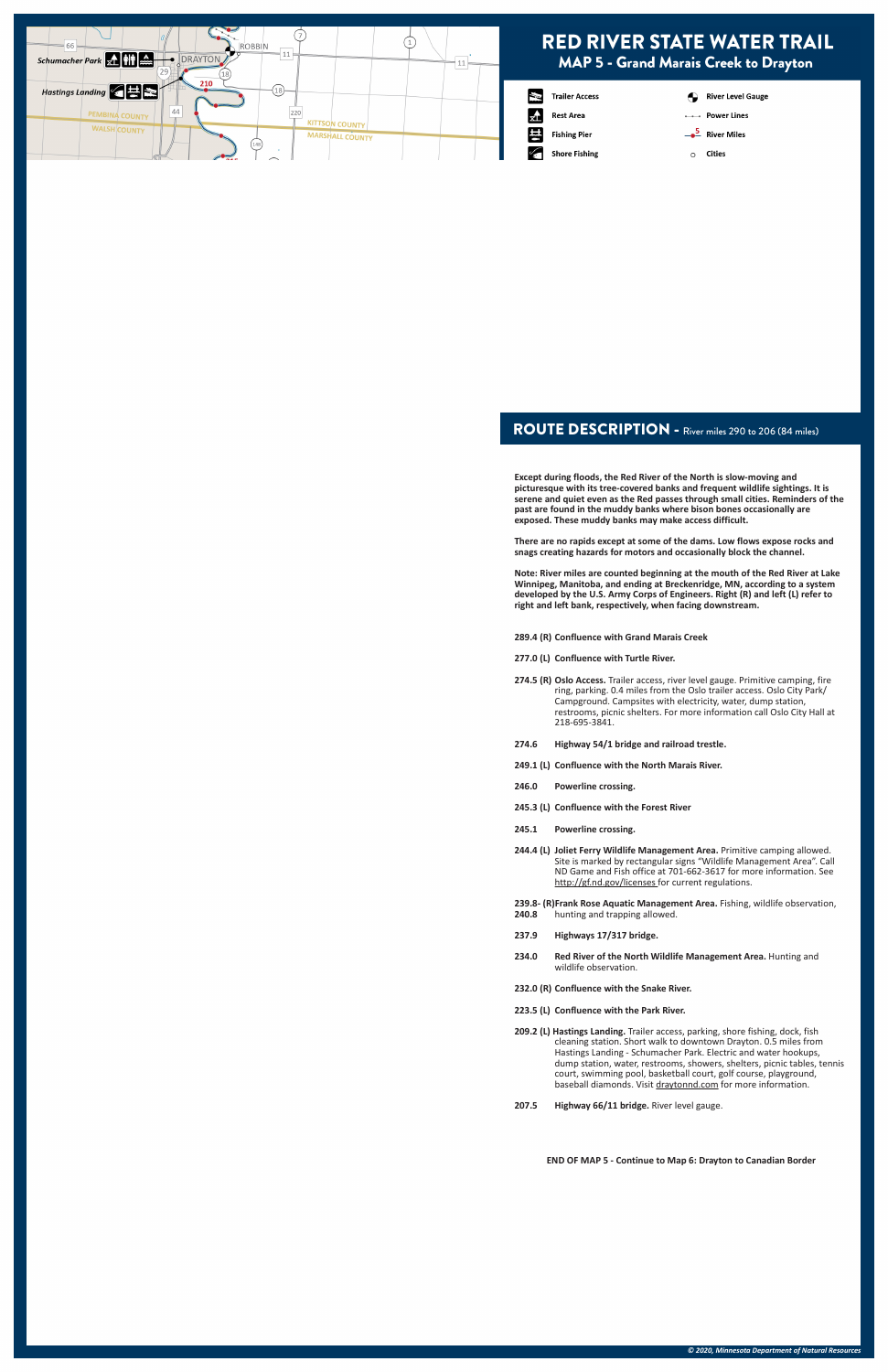# RED RIVER STATE WATER TRAIL

## MAP 5 - Grand Marais Creek to Drayton

- Trailer Access
- Rest Area
- Fishing Pier
- Shore Fishing
- River Level Gauge
- Power Lines
- River Miles
- Cities

## ROUTE DESCRIPTION - River miles 290 to 206 (84 miles)

**Except during floods, the Red River of the North is slow-moving and picturesque with its tree-covered banks and frequent wildlife sightings. It is serene and quiet even as the Red passes through small cities. Reminders of the past are found in the muddy banks where bison bones occasionally are exposed. These muddy banks may make access difficult.**

**There are no rapids except at some of the dams. Low flows expose rocks and snags creating hazards for motors and occasionally block the channel.**

**Note: River miles are counted beginning at the mouth of the Red River at Lake Winnipeg, Manitoba, and ending at Breckenridge, MN, according to a system developed by the U.S. Army Corps of Engineers. Right (R) and left (L) refer to right and left bank, respectively, when facing downstream.**

**289.4 (R) Confluence with Grand Marais Creek**

**277.0 (L) Confluence with Turtle River.**

**274.5 (R) Oslo Access.** Trailer access, river level gauge. Primitive camping, fire ring, parking. 0.4 miles from the Oslo trailer access. Oslo City Park/ Campground. Campsites with electricity, water, dump station, restrooms, picnic shelters. For more information call Oslo City Hall at 218-695-3841.

**274.6 Highway 54/1 bridge and railroad trestle.**

**249.1 (L) Confluence with the North Marais River.**

**246.0 Powerline crossing.**

**245.3 (L) Confluence with the Forest River**

**245.1 Powerline crossing.**

**244.4 (L) Joliet Ferry Wildlife Management Area.** Primitive camping allowed. Site is marked by rectangular signs "Wildlife Management Area". Call ND Game and Fish office at 701-662-3617 for more information. See http://gf.nd.gov/licenses for current regulations.

**239.8- (R) Frank Rose Aquatic Management Area.** Fishing, wildlife observation,
**240.8** hunting and trapping allowed.

**237.9 Highways 17/317 bridge.**

**234.0 Red River of the North Wildlife Management Area.** Hunting and wildlife observation.

**232.0 (R) Confluence with the Snake River.**

**223.5 (L) Confluence with the Park River.**

**209.2 (L) Hastings Landing.** Trailer access, parking, shore fishing, dock, fish cleaning station. Short walk to downtown Drayton. 0.5 miles from Hastings Landing - Schumacher Park. Electric and water hookups, dump station, water, restrooms, showers, shelters, picnic tables, tennis court, swimming pool, basketball court, golf course, playground, baseball diamonds. Visit draytonnd.com for more information.

**207.5 Highway 66/11 bridge.** River level gauge.

**END OF MAP 5 - Continue to Map 6: Drayton to Canadian Border**

*© 2020, Minnesota Department of Natural Resources*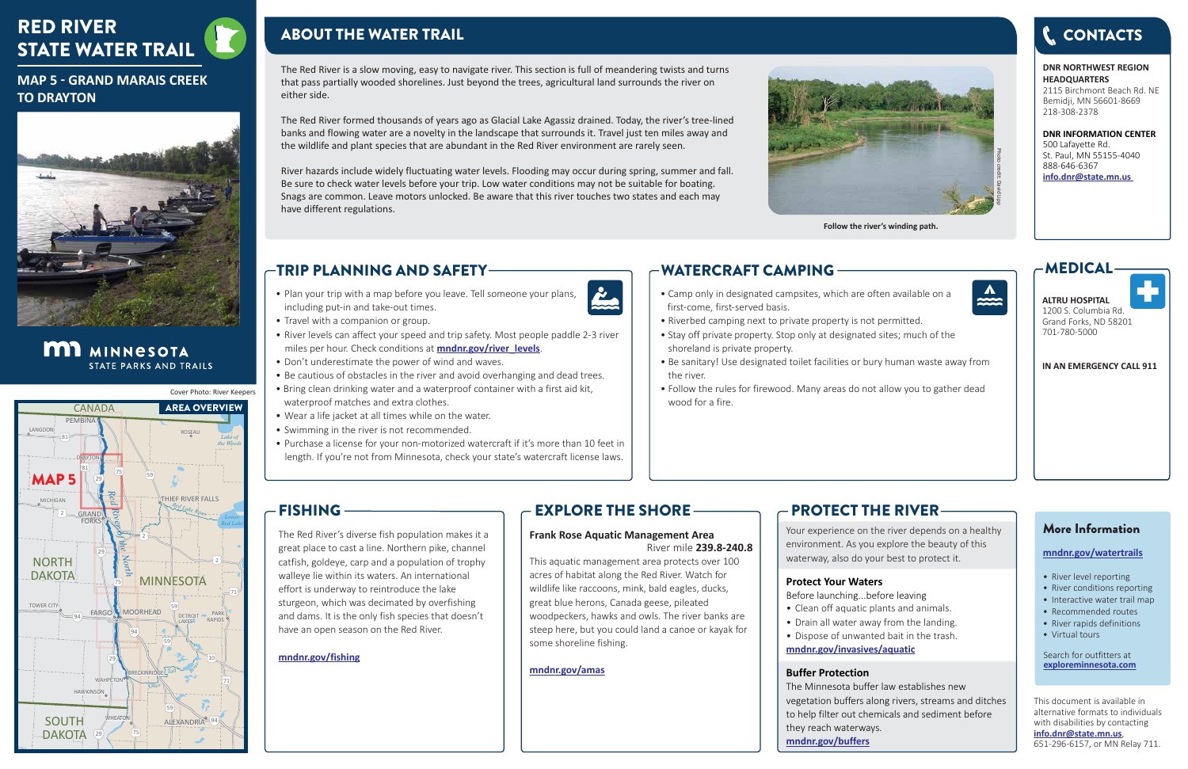# RED RIVER STATE WATER TRAIL

## MAP 5 - GRAND MARAIS CREEK TO DRAYTON

MINNESOTA STATE PARKS AND TRAILS

Cover Photo: River Keepers

AREA OVERVIEW

CANADA
PEMBINA
LANGDON
DRAYTON
ROSEAU
Lake of the Woods
MAP 5
MICHIGAN
THIEF RIVER FALLS
Red Lake River
Lower Red Lake
GRAND FORKS
Red River of the North
NORTH DAKOTA
MINNESOTA
TOWER CITY
FARGO
MOORHEAD
DETROIT LAKES
PARK RAPIDS
WAHPETON
BRECKENRIDGE
HANKINSON
WHEATON
ALEXANDRIA
SOUTH DAKOTA
81
29
75
59
2
71
94
10

## ABOUT THE WATER TRAIL

The Red River is a slow moving, easy to navigate river. This section is full of meandering twists and turns that pass partially wooded shorelines. Just beyond the trees, agricultural land surrounds the river on either side.

The Red River formed thousands of years ago as Glacial Lake Agassiz drained. Today, the river's tree-lined banks and flowing water are a novelty in the landscape that surrounds it. Travel just ten miles away and the wildlife and plant species that are abundant in the Red River environment are rarely seen.

River hazards include widely fluctuating water levels. Flooding may occur during spring, summer and fall. Be sure to check water levels before your trip. Low water conditions may not be suitable for boating. Snags are common. Leave motors unlocked. Be aware that this river touches two states and each may have different regulations.

Photo credit: David Lipp

Follow the river's winding path.

## CONTACTS

**DNR NORTHWEST REGION HEADQUARTERS**
2115 Birchmont Beach Rd. NE
Bemidji, MN 56601-8669
218-308-2378

**DNR INFORMATION CENTER**
500 Lafayette Rd.
St. Paul, MN 55155-4040
888-646-6367
info.dnr@state.mn.us

## TRIP PLANNING AND SAFETY

- Plan your trip with a map before you leave. Tell someone your plans, including put-in and take-out times.
- Travel with a companion or group.
- River levels can affect your speed and trip safety. Most people paddle 2-3 river miles per hour. Check conditions at mndnr.gov/river_levels.
- Don't underestimate the power of wind and waves.
- Be cautious of obstacles in the river and avoid overhanging and dead trees.
- Bring clean drinking water and a waterproof container with a first aid kit, waterproof matches and extra clothes.
- Wear a life jacket at all times while on the water.
- Swimming in the river is not recommended.
- Purchase a license for your non-motorized watercraft if it's more than 10 feet in length. If you're not from Minnesota, check your state's watercraft license laws.

## WATERCRAFT CAMPING

- Camp only in designated campsites, which are often available on a first-come, first-served basis.
- Riverbed camping next to private property is not permitted.
- Stay off private property. Stop only at designated sites; much of the shoreland is private property.
- Be sanitary! Use designated toilet facilities or bury human waste away from the river.
- Follow the rules for firewood. Many areas do not allow you to gather dead wood for a fire.

## MEDICAL

**ALTRU HOSPITAL**
1200 S. Columbia Rd.
Grand Forks, ND 58201
701-780-5000

**IN AN EMERGENCY CALL 911**

## FISHING

The Red River's diverse fish population makes it a great place to cast a line. Northern pike, channel catfish, goldeye, carp and a population of trophy walleye lie within its waters. An international effort is underway to reintroduce the lake sturgeon, which was decimated by overfishing and dams. It is the only fish species that doesn't have an open season on the Red River.

mndnr.gov/fishing

## EXPLORE THE SHORE

**Frank Rose Aquatic Management Area**
River mile **239.8-240.8**

This aquatic management area protects over 100 acres of habitat along the Red River. Watch for wildlife like raccoons, mink, bald eagles, ducks, great blue herons, Canada geese, pileated woodpeckers, hawks and owls. The river banks are steep here, but you could land a canoe or kayak for some shoreline fishing.

mndnr.gov/amas

## PROTECT THE RIVER

Your experience on the river depends on a healthy environment. As you explore the beauty of this waterway, also do your best to protect it.

**Protect Your Waters**

Before launching...before leaving

- Clean off aquatic plants and animals.
- Drain all water away from the landing.
- Dispose of unwanted bait in the trash.

mndnr.gov/invasives/aquatic

**Buffer Protection**

The Minnesota buffer law establishes new vegetation buffers along rivers, streams and ditches to help filter out chemicals and sediment before they reach waterways.
mndnr.gov/buffers

## More Information

mndnr.gov/watertrails

- River level reporting
- River conditions reporting
- Interactive water trail map
- Recommended routes
- River rapids definitions
- Virtual tours

Search for outfitters at
exploreminnesota.com

This document is available in alternative formats to individuals with disabilities by contacting info.dnr@state.mn.us, 651-296-6157, or MN Relay 711.